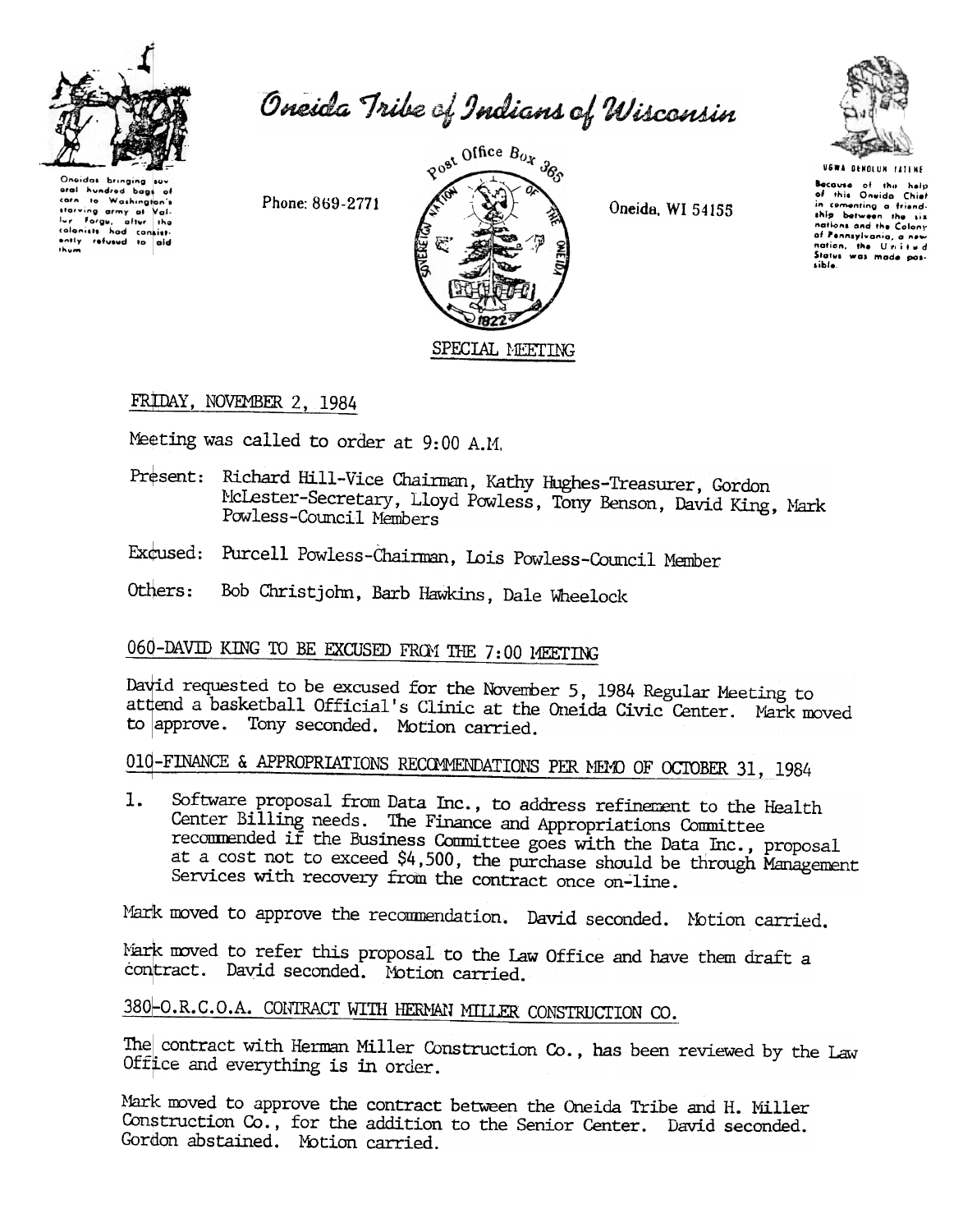# Oneida Tribe of Indians of Wisconsin

Oneidas bringing several hundred bags of corn to Washington's starving army at Valley Forge, after the colonists had consistently refused to aid them.

Phone: 869-2771

Post Office Box 365

Oneida, WI 54155

UGWA DEHOLUN LATIHE

Because of the help of this Oneida Chief in cementing a friendship between the six nations and the Colony of Pennsylvania, a new nation, the United States was made possible.

## SPECIAL MEETING

FRIDAY, NOVEMBER 2, 1984

Meeting was called to order at 9:00 A.M.

Present: Richard Hill-Vice Chairman, Kathy Hughes-Treasurer, Gordon McLester-Secretary, Lloyd Powless, Tony Benson, David King, Mark Powless-Council Members

Excused: Purcell Powless-Chairman, Lois Powless-Council Member

Others: Bob Christjohn, Barb Hawkins, Dale Wheelock

### 060-DAVID KING TO BE EXCUSED FROM THE 7:00 MEETING

David requested to be excused for the November 5, 1984 Regular Meeting to attend a basketball Official's Clinic at the Oneida Civic Center. Mark moved to approve. Tony seconded. Motion carried.

### 010-FINANCE & APPROPRIATIONS RECOMMENDATIONS PER MEMO OF OCTOBER 31, 1984

1. Software proposal from Data Inc., to address refinement to the Health Center Billing needs. The Finance and Appropriations Committee recommended if the Business Committee goes with the Data Inc., proposal at a cost not to exceed $4,500, the purchase should be through Management Services with recovery from the contract once on-line.

Mark moved to approve the recommendation. David seconded. Motion carried.

Mark moved to refer this proposal to the Law Office and have them draft a contract. David seconded. Motion carried.

### 380-O.R.C.O.A. CONTRACT WITH HERMAN MILLER CONSTRUCTION CO.

The contract with Herman Miller Construction Co., has been reviewed by the Law Office and everything is in order.

Mark moved to approve the contract between the Oneida Tribe and H. Miller Construction Co., for the addition to the Senior Center. David seconded. Gordon abstained. Motion carried.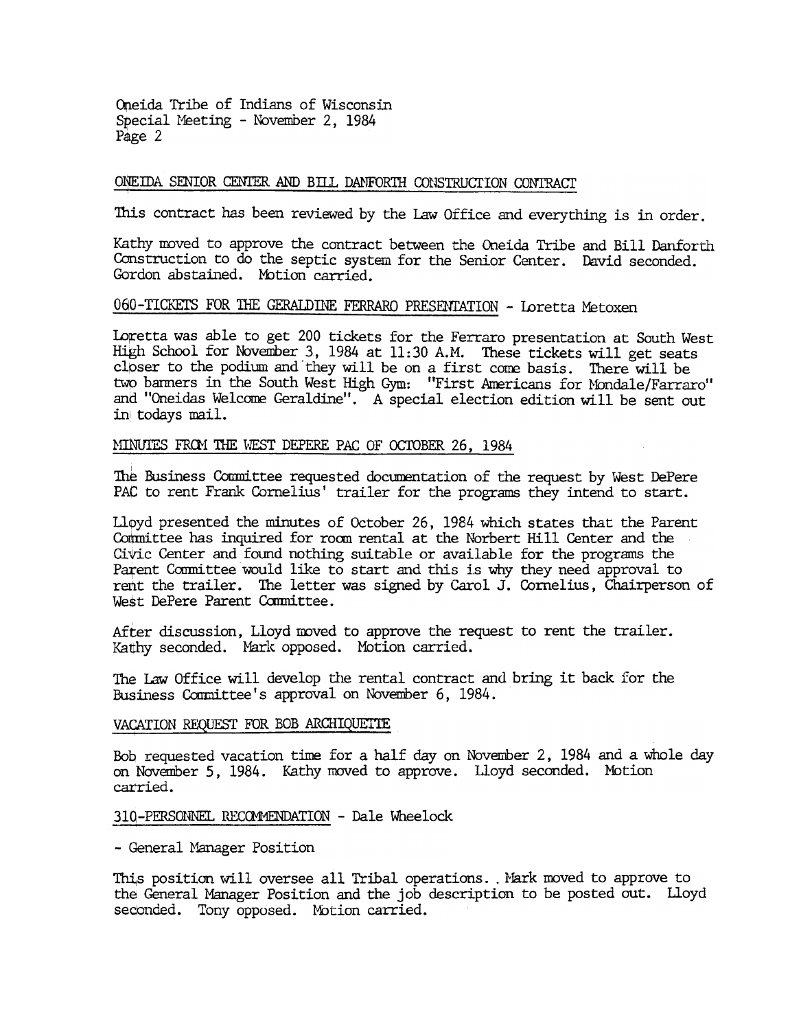## ONEIDA SENIOR CENTER AND BILL DANFORTH CONSTRUCTION CONTRACT

This contract has been reviewed by the Law Office and everything is in order.

Kathy moved to approve the contract between the Oneida Tribe and Bill Danforth Construction to do the septic system for the Senior Center. David seconded. Gordon abstained. Motion carried.

## 060-TICKETS FOR THE GERALDINE FERRARO PRESENTATION - Loretta Metoxen

Loretta was able to get 200 tickets for the Ferraro presentation at South West High School for November 3, 1984 at 11:30 A.M. These tickets will get seats closer to the podium and they will be on a first come basis. There will be two banners in the South West High Gym: "First Americans for Mondale/Farraro" and "Oneidas Welcome Geraldine". A special election edition will be sent out in todays mail.

## MINUTES FROM THE WEST DEPERE PAC OF OCTOBER 26, 1984

The Business Committee requested documentation of the request by West DePere PAC to rent Frank Cornelius' trailer for the programs they intend to start.

Lloyd presented the minutes of October 26, 1984 which states that the Parent Committee has inquired for room rental at the Norbert Hill Center and the Civic Center and found nothing suitable or available for the programs the Parent Committee would like to start and this is why they need approval to rent the trailer. The letter was signed by Carol J. Cornelius, Chairperson of West DePere Parent Committee.

After discussion, Lloyd moved to approve the request to rent the trailer. Kathy seconded. Mark opposed. Motion carried.

The Law Office will develop the rental contract and bring it back for the Business Committee's approval on November 6, 1984.

## VACATION REQUEST FOR BOB ARCHIQUETTE

Bob requested vacation time for a half day on November 2, 1984 and a whole day on November 5, 1984. Kathy moved to approve. Lloyd seconded. Motion carried.

## 310-PERSONNEL RECOMMENDATION - Dale Wheelock

- General Manager Position

This position will oversee all Tribal operations. Mark moved to approve to the General Manager Position and the job description to be posted out. Lloyd seconded. Tony opposed. Motion carried.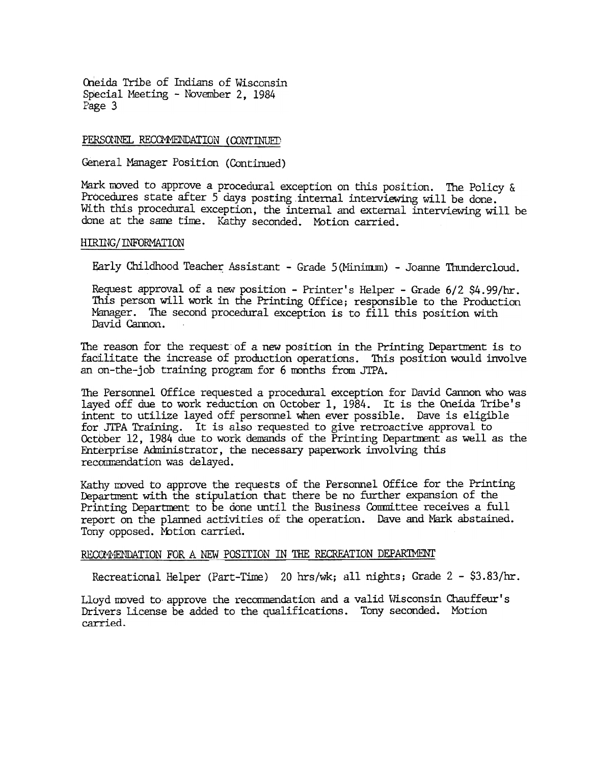Oneida Tribe of Indians of Wisconsin
Special Meeting - November 2, 1984
Page 3

## PERSONNEL RECOMMENDATION (CONTINUED)

General Manager Position (Continued)

Mark moved to approve a procedural exception on this position. The Policy & Procedures state after 5 days posting internal interviewing will be done. With this procedural exception, the internal and external interviewing will be done at the same time. Kathy seconded. Motion carried.

## HIRING/INFORMATION

Early Childhood Teacher Assistant - Grade 5(Minimum) - Joanne Thundercloud.

Request approval of a new position - Printer's Helper - Grade 6/2 $4.99/hr. This person will work in the Printing Office; responsible to the Production Manager. The second procedural exception is to fill this position with David Cannon.

The reason for the request of a new position in the Printing Department is to facilitate the increase of production operations. This position would involve an on-the-job training program for 6 months from JTPA.

The Personnel Office requested a procedural exception for David Cannon who was layed off due to work reduction on October 1, 1984. It is the Oneida Tribe's intent to utilize layed off personnel when ever possible. Dave is eligible for JTPA Training. It is also requested to give retroactive approval to October 12, 1984 due to work demands of the Printing Department as well as the Enterprise Administrator, the necessary paperwork involving this recommendation was delayed.

Kathy moved to approve the requests of the Personnel Office for the Printing Department with the stipulation that there be no further expansion of the Printing Department to be done until the Business Committee receives a full report on the planned activities of the operation. Dave and Mark abstained. Tony opposed. Motion carried.

## RECOMMENDATION FOR A NEW POSITION IN THE RECREATION DEPARTMENT

Recreational Helper (Part-Time) 20 hrs/wk; all nights; Grade 2 - $3.83/hr.

Lloyd moved to approve the recommendation and a valid Wisconsin Chauffeur's Drivers License be added to the qualifications. Tony seconded. Motion carried.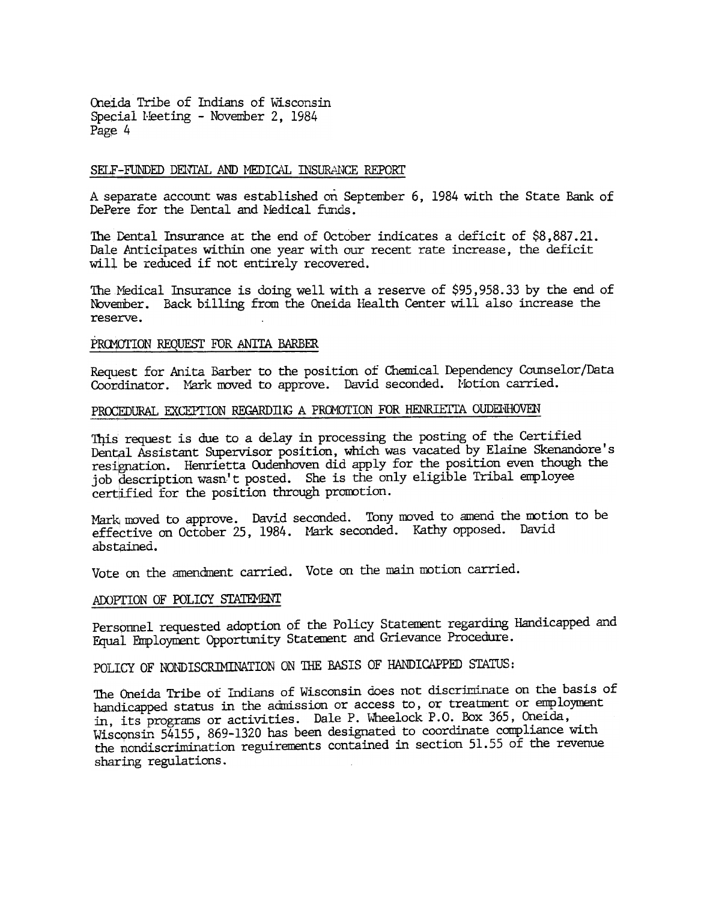## SELF-FUNDED DENTAL AND MEDICAL INSURANCE REPORT

A separate account was established on September 6, 1984 with the State Bank of DePere for the Dental and Medical funds.

The Dental Insurance at the end of October indicates a deficit of $8,887.21. Dale Anticipates within one year with our recent rate increase, the deficit will be reduced if not entirely recovered.

The Medical Insurance is doing well with a reserve of $95,958.33 by the end of November. Back billing from the Oneida Health Center will also increase the reserve.

## PROMOTION REQUEST FOR ANITA BARBER

Request for Anita Barber to the position of Chemical Dependency Counselor/Data Coordinator. Mark moved to approve. David seconded. Motion carried.

## PROCEDURAL EXCEPTION REGARDING A PROMOTION FOR HENRIETTA OUDENHOVEN

This request is due to a delay in processing the posting of the Certified Dental Assistant Supervisor position, which was vacated by Elaine Skenandore's resignation. Henrietta Oudenhoven did apply for the position even though the job description wasn't posted. She is the only eligible Tribal employee certified for the position through promotion.

Mark moved to approve. David seconded. Tony moved to amend the motion to be effective on October 25, 1984. Mark seconded. Kathy opposed. David abstained.

Vote on the amendment carried. Vote on the main motion carried.

## ADOPTION OF POLICY STATEMENT

Personnel requested adoption of the Policy Statement regarding Handicapped and Equal Employment Opportunity Statement and Grievance Procedure.

POLICY OF NONDISCRIMINATION ON THE BASIS OF HANDICAPPED STATUS:

The Oneida Tribe of Indians of Wisconsin does not discriminate on the basis of handicapped status in the admission or access to, or treatment or employment in, its programs or activities. Dale P. Wheelock P.O. Box 365, Oneida, Wisconsin 54155, 869-1320 has been designated to coordinate compliance with the nondiscrimination reguirements contained in section 51.55 of the revenue sharing regulations.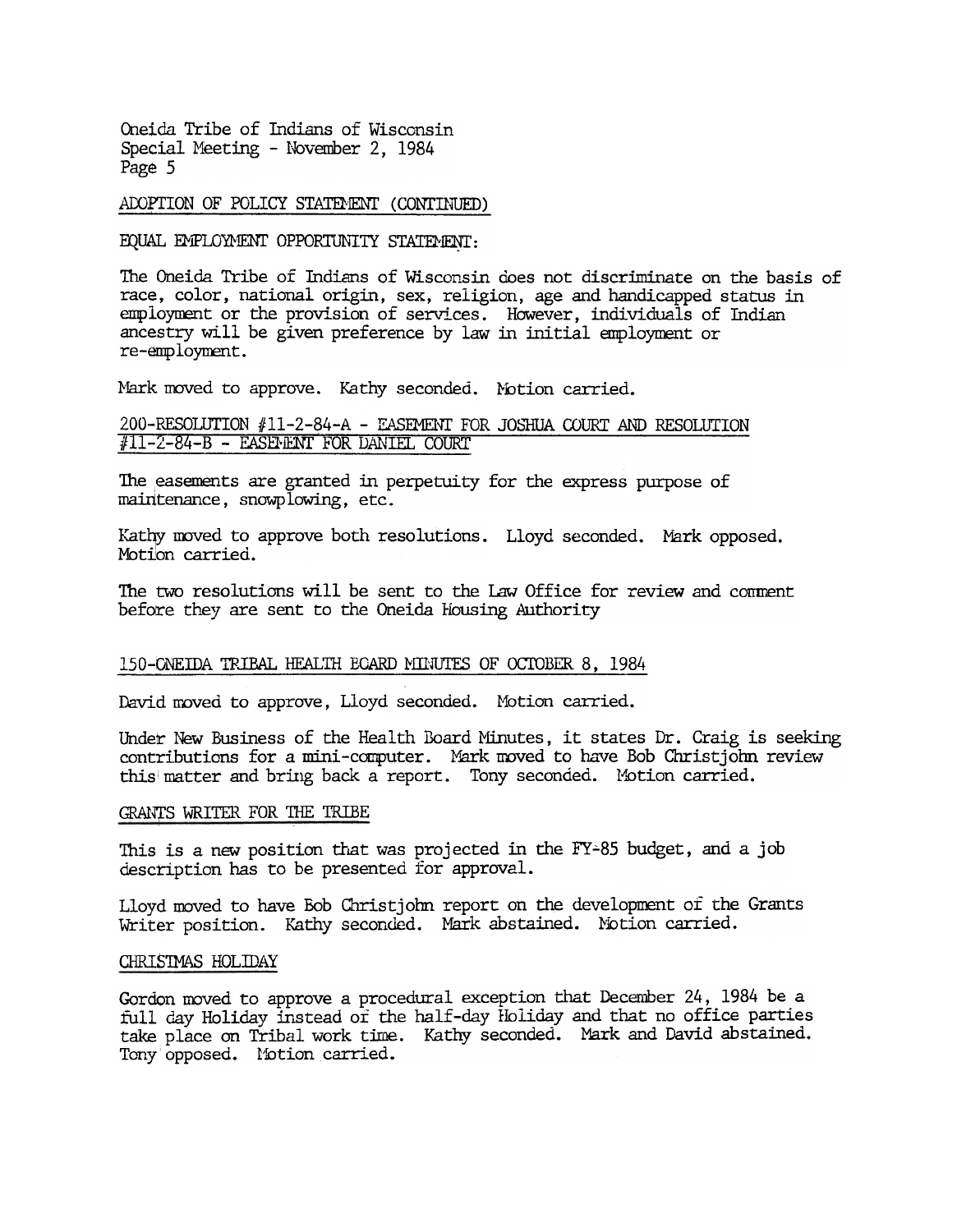ADOPTION OF POLICY STATEMENT (CONTINUED)

EQUAL EMPLOYMENT OPPORTUNITY STATEMENT:

The Oneida Tribe of Indians of Wisconsin does not discriminate on the basis of race, color, national origin, sex, religion, age and handicapped status in employment or the provision of services. However, individuals of Indian ancestry will be given preference by law in initial employment or re-employment.

Mark moved to approve. Kathy seconded. Motion carried.

## 200-RESOLUTION #11-2-84-A - EASEMENT FOR JOSHUA COURT AND RESOLUTION #11-2-84-B - EASEMENT FOR DANIEL COURT

The easements are granted in perpetuity for the express purpose of maintenance, snowplowing, etc.

Kathy moved to approve both resolutions. Lloyd seconded. Mark opposed. Motion carried.

The two resolutions will be sent to the Law Office for review and comment before they are sent to the Oneida Housing Authority

## 150-ONEIDA TRIBAL HEALTH BOARD MINUTES OF OCTOBER 8, 1984

David moved to approve, Lloyd seconded. Motion carried.

Under New Business of the Health Board Minutes, it states Dr. Craig is seeking contributions for a mini-computer. Mark moved to have Bob Christjohn review this matter and bring back a report. Tony seconded. Motion carried.

## GRANTS WRITER FOR THE TRIBE

This is a new position that was projected in the FY-85 budget, and a job description has to be presented for approval.

Lloyd moved to have Bob Christjohn report on the development of the Grants Writer position. Kathy seconded. Mark abstained. Motion carried.

## CHRISTMAS HOLIDAY

Gordon moved to approve a procedural exception that December 24, 1984 be a full day Holiday instead of the half-day Holiday and that no office parties take place on Tribal work time. Kathy seconded. Mark and David abstained. Tony opposed. Motion carried.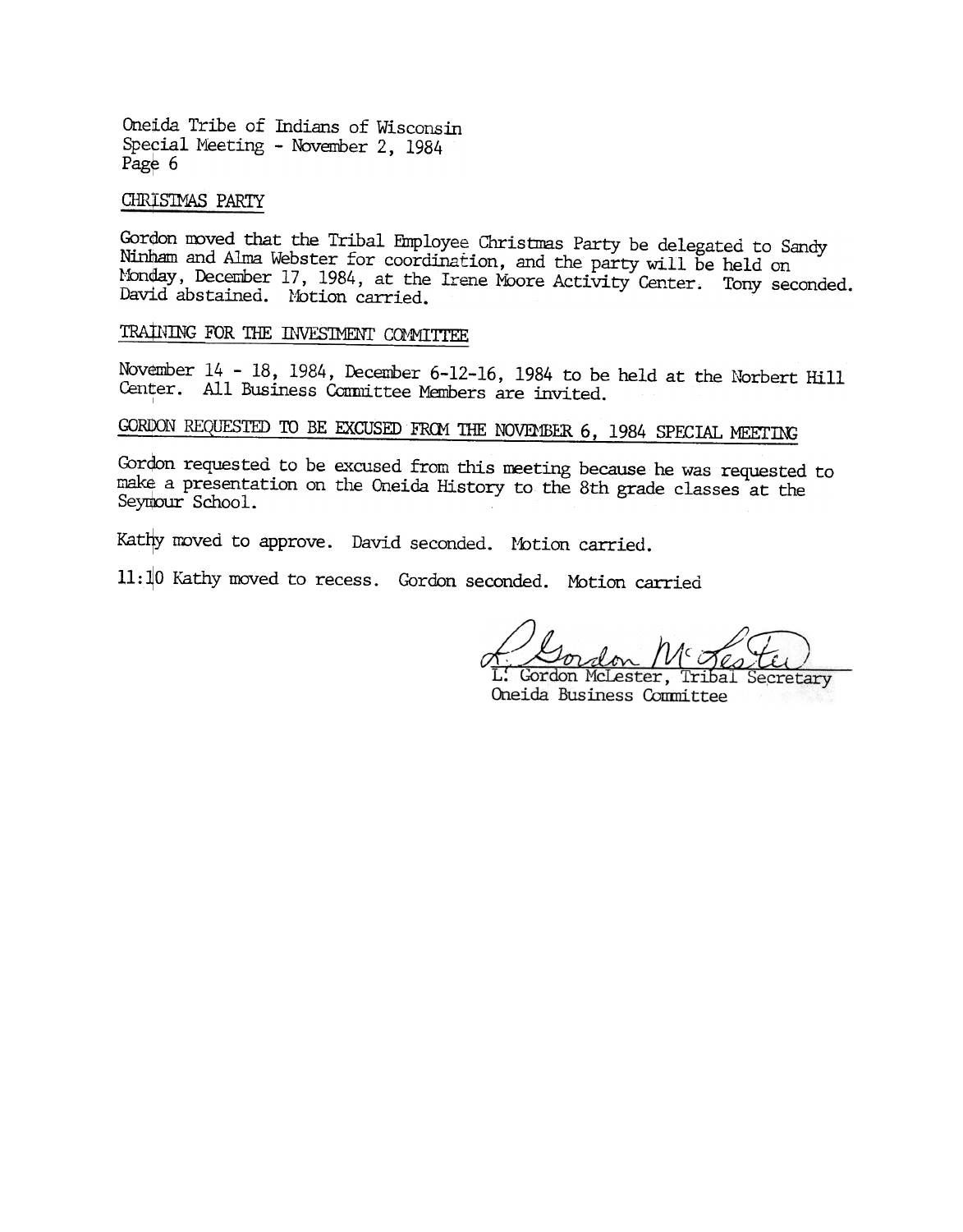Oneida Tribe of Indians of Wisconsin
Special Meeting - November 2, 1984
Page 6

## CHRISTMAS PARTY

Gordon moved that the Tribal Employee Christmas Party be delegated to Sandy Ninham and Alma Webster for coordination, and the party will be held on Monday, December 17, 1984, at the Irene Moore Activity Center. Tony seconded. David abstained. Motion carried.

## TRAINING FOR THE INVESTMENT COMMITTEE

November 14 - 18, 1984, December 6-12-16, 1984 to be held at the Norbert Hill Center. All Business Committee Members are invited.

## GORDON REQUESTED TO BE EXCUSED FROM THE NOVEMBER 6, 1984 SPECIAL MEETING

Gordon requested to be excused from this meeting because he was requested to make a presentation on the Oneida History to the 8th grade classes at the Seymour School.

Kathy moved to approve. David seconded. Motion carried.

11:10 Kathy moved to recess. Gordon seconded. Motion carried

L. Gordon McLester, Tribal Secretary
Oneida Business Committee